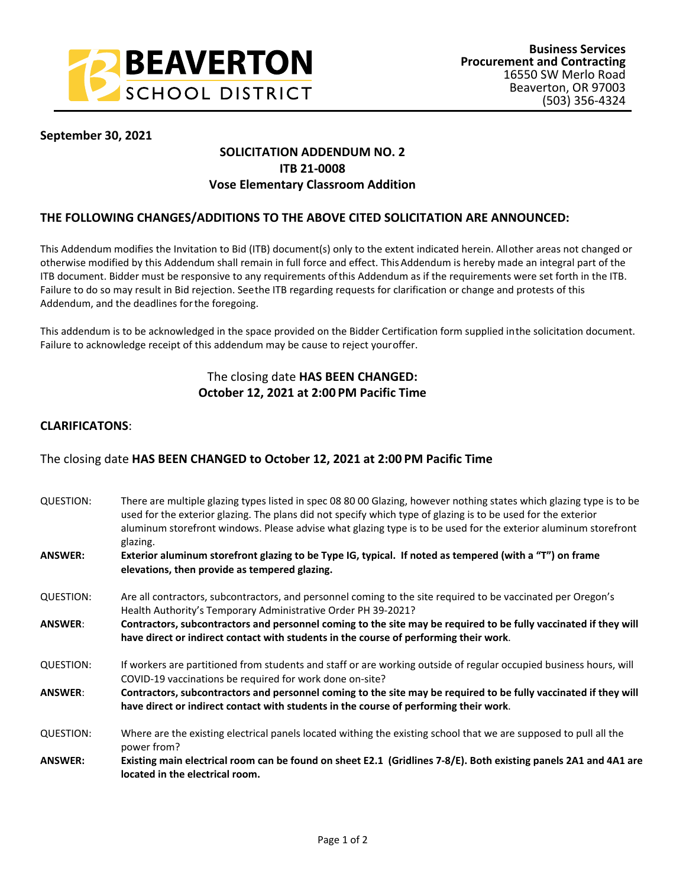**BEAVERTON SCHOOL DISTRICT**

**Business Services**
**Procurement and Contracting**
16550 SW Merlo Road
Beaverton, OR 97003
(503) 356-4324

**September 30, 2021**

## SOLICITATION ADDENDUM NO. 2
## ITB 21-0008
## Vose Elementary Classroom Addition

### THE FOLLOWING CHANGES/ADDITIONS TO THE ABOVE CITED SOLICITATION ARE ANNOUNCED:

This Addendum modifies the Invitation to Bid (ITB) document(s) only to the extent indicated herein. All other areas not changed or otherwise modified by this Addendum shall remain in full force and effect. This Addendum is hereby made an integral part of the ITB document. Bidder must be responsive to any requirements of this Addendum as if the requirements were set forth in the ITB. Failure to do so may result in Bid rejection. See the ITB regarding requests for clarification or change and protests of this Addendum, and the deadlines for the foregoing.

This addendum is to be acknowledged in the space provided on the Bidder Certification form supplied in the solicitation document. Failure to acknowledge receipt of this addendum may be cause to reject your offer.

The closing date **HAS BEEN CHANGED:**
**October 12, 2021 at 2:00 PM Pacific Time**

**CLARIFICATONS**:

The closing date **HAS BEEN CHANGED to October 12, 2021 at 2:00 PM Pacific Time**

QUESTION: There are multiple glazing types listed in spec 08 80 00 Glazing, however nothing states which glazing type is to be used for the exterior glazing. The plans did not specify which type of glazing is to be used for the exterior aluminum storefront windows. Please advise what glazing type is to be used for the exterior aluminum storefront glazing.

**ANSWER: Exterior aluminum storefront glazing to be Type IG, typical. If noted as tempered (with a "T") on frame elevations, then provide as tempered glazing.**

QUESTION: Are all contractors, subcontractors, and personnel coming to the site required to be vaccinated per Oregon's Health Authority's Temporary Administrative Order PH 39-2021?

**ANSWER: Contractors, subcontractors and personnel coming to the site may be required to be fully vaccinated if they will have direct or indirect contact with students in the course of performing their work.**

QUESTION: If workers are partitioned from students and staff or are working outside of regular occupied business hours, will COVID-19 vaccinations be required for work done on-site?

**ANSWER: Contractors, subcontractors and personnel coming to the site may be required to be fully vaccinated if they will have direct or indirect contact with students in the course of performing their work.**

QUESTION: Where are the existing electrical panels located withing the existing school that we are supposed to pull all the power from?

**ANSWER: Existing main electrical room can be found on sheet E2.1 (Gridlines 7-8/E). Both existing panels 2A1 and 4A1 are located in the electrical room.**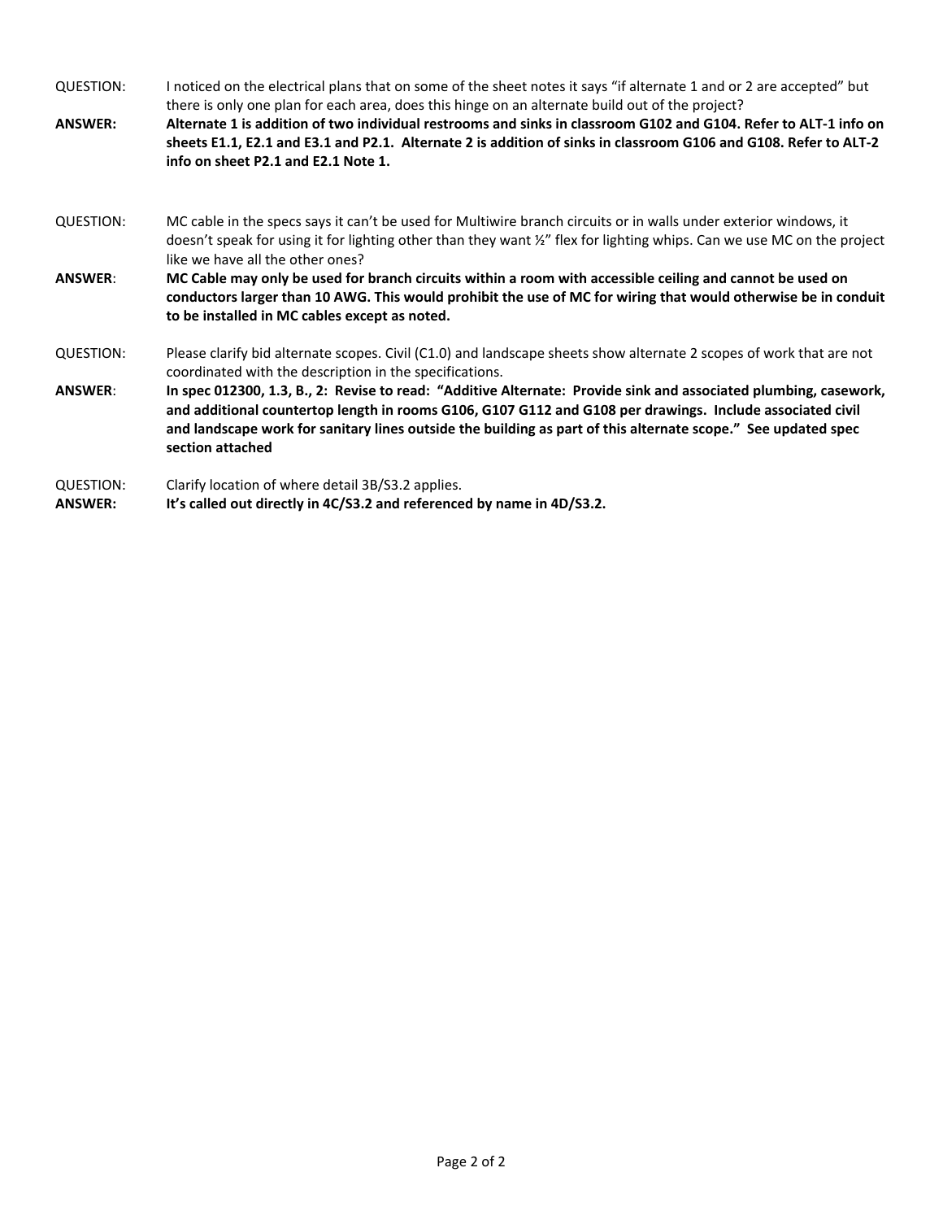QUESTION: I noticed on the electrical plans that on some of the sheet notes it says "if alternate 1 and or 2 are accepted" but there is only one plan for each area, does this hinge on an alternate build out of the project?

**ANSWER: Alternate 1 is addition of two individual restrooms and sinks in classroom G102 and G104. Refer to ALT-1 info on sheets E1.1, E2.1 and E3.1 and P2.1. Alternate 2 is addition of sinks in classroom G106 and G108. Refer to ALT-2 info on sheet P2.1 and E2.1 Note 1.**

QUESTION: MC cable in the specs says it can't be used for Multiwire branch circuits or in walls under exterior windows, it doesn't speak for using it for lighting other than they want ½" flex for lighting whips. Can we use MC on the project like we have all the other ones?

**ANSWER: MC Cable may only be used for branch circuits within a room with accessible ceiling and cannot be used on conductors larger than 10 AWG. This would prohibit the use of MC for wiring that would otherwise be in conduit to be installed in MC cables except as noted.**

QUESTION: Please clarify bid alternate scopes. Civil (C1.0) and landscape sheets show alternate 2 scopes of work that are not coordinated with the description in the specifications.

**ANSWER: In spec 012300, 1.3, B., 2: Revise to read: "Additive Alternate: Provide sink and associated plumbing, casework, and additional countertop length in rooms G106, G107 G112 and G108 per drawings. Include associated civil and landscape work for sanitary lines outside the building as part of this alternate scope." See updated spec section attached**

QUESTION: Clarify location of where detail 3B/S3.2 applies.

**ANSWER: It's called out directly in 4C/S3.2 and referenced by name in 4D/S3.2.**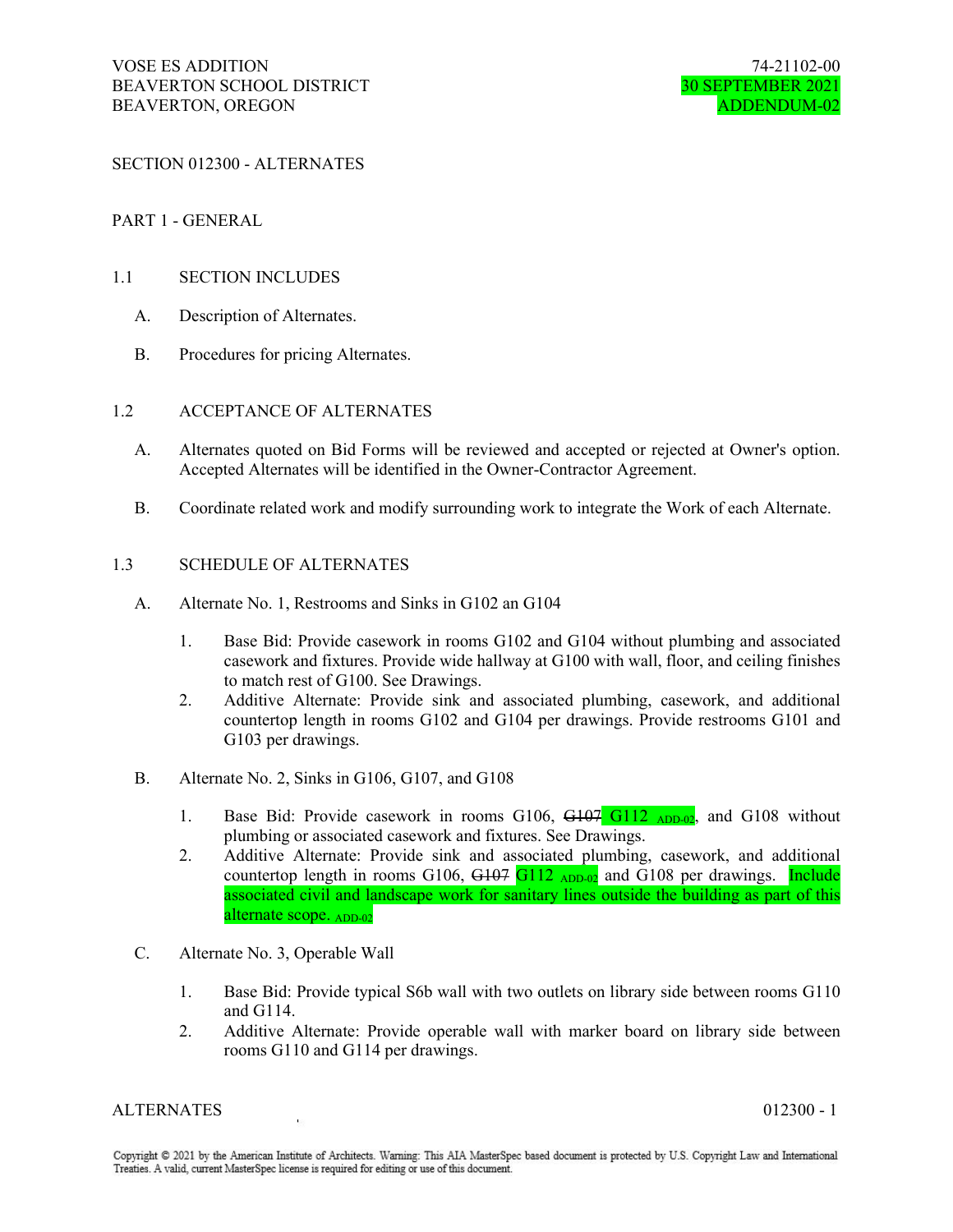VOSE ES ADDITION
BEAVERTON SCHOOL DISTRICT
BEAVERTON, OREGON

74-21102-00
30 SEPTEMBER 2021
ADDENDUM-02

# SECTION 012300 - ALTERNATES

## PART 1 - GENERAL

### 1.1 SECTION INCLUDES

A. Description of Alternates.

B. Procedures for pricing Alternates.

### 1.2 ACCEPTANCE OF ALTERNATES

A. Alternates quoted on Bid Forms will be reviewed and accepted or rejected at Owner's option. Accepted Alternates will be identified in the Owner-Contractor Agreement.

B. Coordinate related work and modify surrounding work to integrate the Work of each Alternate.

### 1.3 SCHEDULE OF ALTERNATES

A. Alternate No. 1, Restrooms and Sinks in G102 an G104

1. Base Bid: Provide casework in rooms G102 and G104 without plumbing and associated casework and fixtures. Provide wide hallway at G100 with wall, floor, and ceiling finishes to match rest of G100. See Drawings.
2. Additive Alternate: Provide sink and associated plumbing, casework, and additional countertop length in rooms G102 and G104 per drawings. Provide restrooms G101 and G103 per drawings.

B. Alternate No. 2, Sinks in G106, G107, and G108

1. Base Bid: Provide casework in rooms G106, ~~G107~~ G112 ADD-02, and G108 without plumbing or associated casework and fixtures. See Drawings.
2. Additive Alternate: Provide sink and associated plumbing, casework, and additional countertop length in rooms G106, ~~G107~~ G112 ADD-02 and G108 per drawings. Include associated civil and landscape work for sanitary lines outside the building as part of this alternate scope. ADD-02

C. Alternate No. 3, Operable Wall

1. Base Bid: Provide typical S6b wall with two outlets on library side between rooms G110 and G114.
2. Additive Alternate: Provide operable wall with marker board on library side between rooms G110 and G114 per drawings.

Copyright © 2021 by the American Institute of Architects. Warning: This AIA MasterSpec based document is protected by U.S. Copyright Law and International Treaties. A valid, current MasterSpec license is required for editing or use of this document.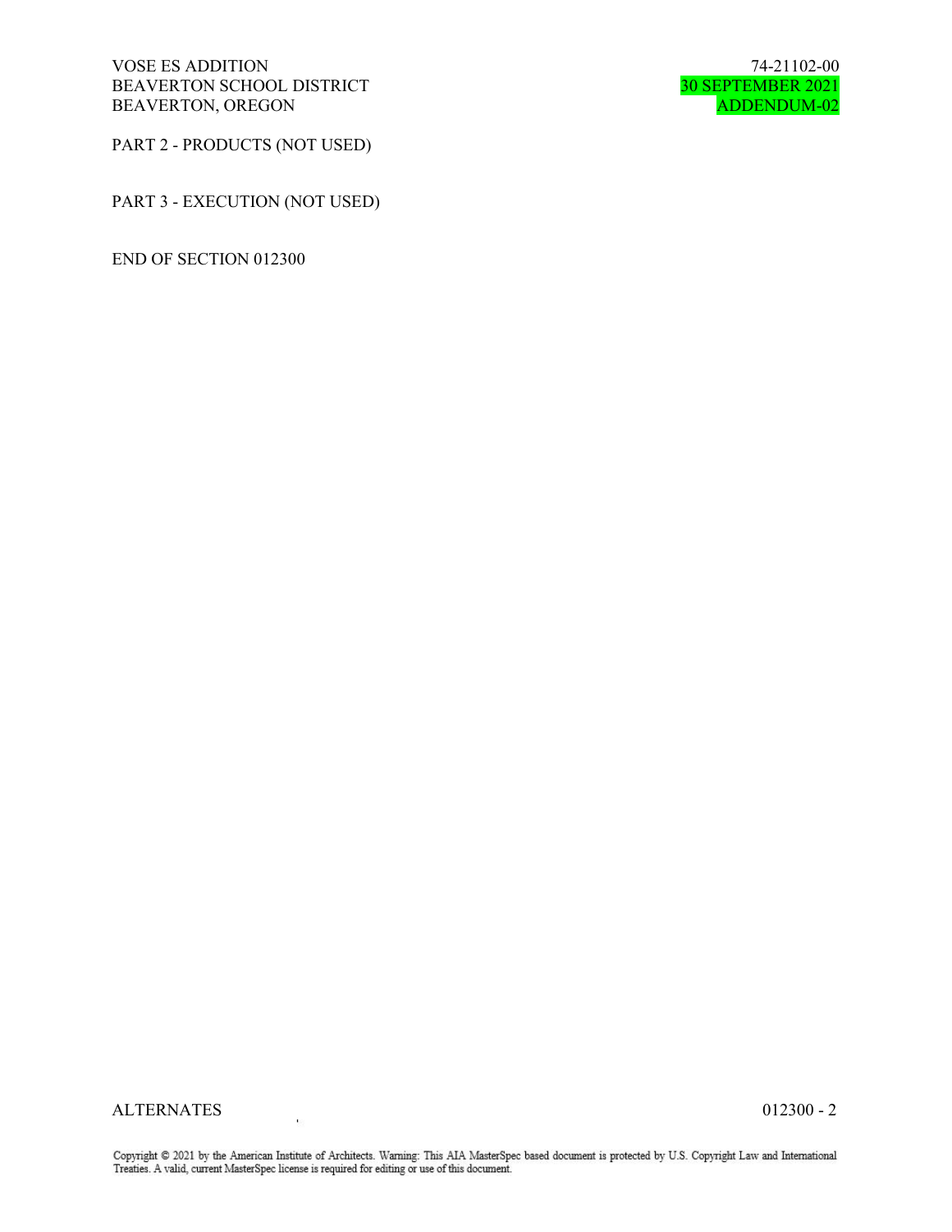PART 2 - PRODUCTS (NOT USED)

PART 3 - EXECUTION (NOT USED)

END OF SECTION 012300